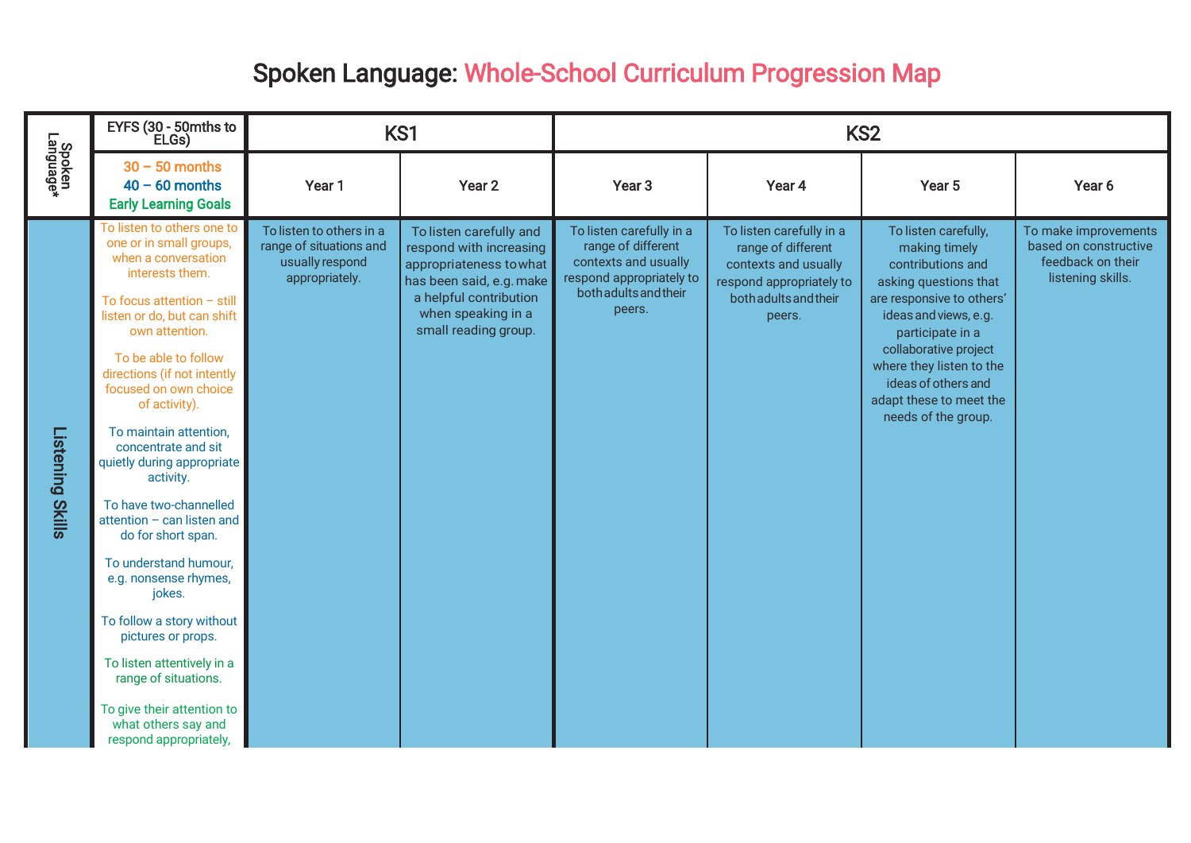# Spoken Language: Whole-School Curriculum Progression Map

| Spoken Language* | EYFS (30 - 50mths to ELGs) | KS1 | | KS2 | | | |
|---|---|---|---|---|---|---|---|
| | 30 – 50 months<br>40 – 60 months<br>Early Learning Goals | Year 1 | Year 2 | Year 3 | Year 4 | Year 5 | Year 6 |
| Listening Skills | To listen to others one to one or in small groups, when a conversation interests them.<br><br>To focus attention – still listen or do, but can shift own attention.<br><br>To be able to follow directions (if not intently focused on own choice of activity).<br><br>To maintain attention, concentrate and sit quietly during appropriate activity.<br><br>To have two-channelled attention – can listen and do for short span.<br><br>To understand humour, e.g. nonsense rhymes, jokes.<br><br>To follow a story without pictures or props.<br><br>To listen attentively in a range of situations.<br><br>To give their attention to what others say and respond appropriately, | To listen to others in a range of situations and usually respond appropriately. | To listen carefully and respond with increasing appropriateness to what has been said, e.g. make a helpful contribution when speaking in a small reading group. | To listen carefully in a range of different contexts and usually respond appropriately to both adults and their peers. | To listen carefully in a range of different contexts and usually respond appropriately to both adults and their peers. | To listen carefully, making timely contributions and asking questions that are responsive to others' ideas and views, e.g. participate in a collaborative project where they listen to the ideas of others and adapt these to meet the needs of the group. | To make improvements based on constructive feedback on their listening skills. |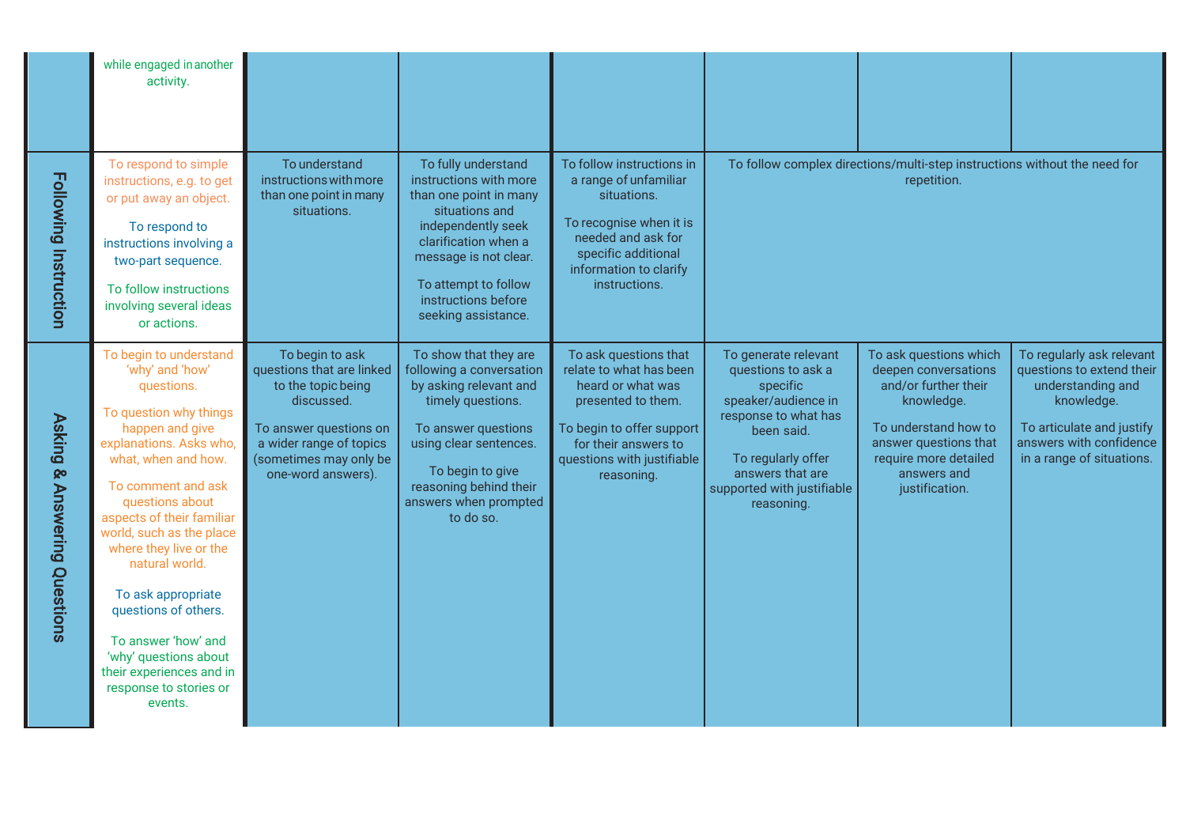| | | | | | | | |
|---|---|---|---|---|---|---|---|
| | while engaged in another activity. | | | | | | |
| Following Instruction | To respond to simple instructions, e.g. to get or put away an object.<br><br>To respond to instructions involving a two-part sequence.<br><br>To follow instructions involving several ideas or actions. | To understand instructions with more than one point in many situations. | To fully understand instructions with more than one point in many situations and independently seek clarification when a message is not clear.<br><br>To attempt to follow instructions before seeking assistance. | To follow instructions in a range of unfamiliar situations.<br><br>To recognise when it is needed and ask for specific additional information to clarify instructions. | To follow complex directions/multi-step instructions without the need for repetition. | | |
| Asking & Answering Questions | To begin to understand 'why' and 'how' questions.<br><br>To question why things happen and give explanations. Asks who, what, when and how.<br><br>To comment and ask questions about aspects of their familiar world, such as the place where they live or the natural world.<br><br>To ask appropriate questions of others.<br><br>To answer 'how' and 'why' questions about their experiences and in response to stories or events. | To begin to ask questions that are linked to the topic being discussed.<br><br>To answer questions on a wider range of topics (sometimes may only be one-word answers). | To show that they are following a conversation by asking relevant and timely questions.<br><br>To answer questions using clear sentences.<br><br>To begin to give reasoning behind their answers when prompted to do so. | To ask questions that relate to what has been heard or what was presented to them.<br><br>To begin to offer support for their answers to questions with justifiable reasoning. | To generate relevant questions to ask a specific speaker/audience in response to what has been said.<br><br>To regularly offer answers that are supported with justifiable reasoning. | To ask questions which deepen conversations and/or further their knowledge.<br><br>To understand how to answer questions that require more detailed answers and justification. | To regularly ask relevant questions to extend their understanding and knowledge.<br><br>To articulate and justify answers with confidence in a range of situations. |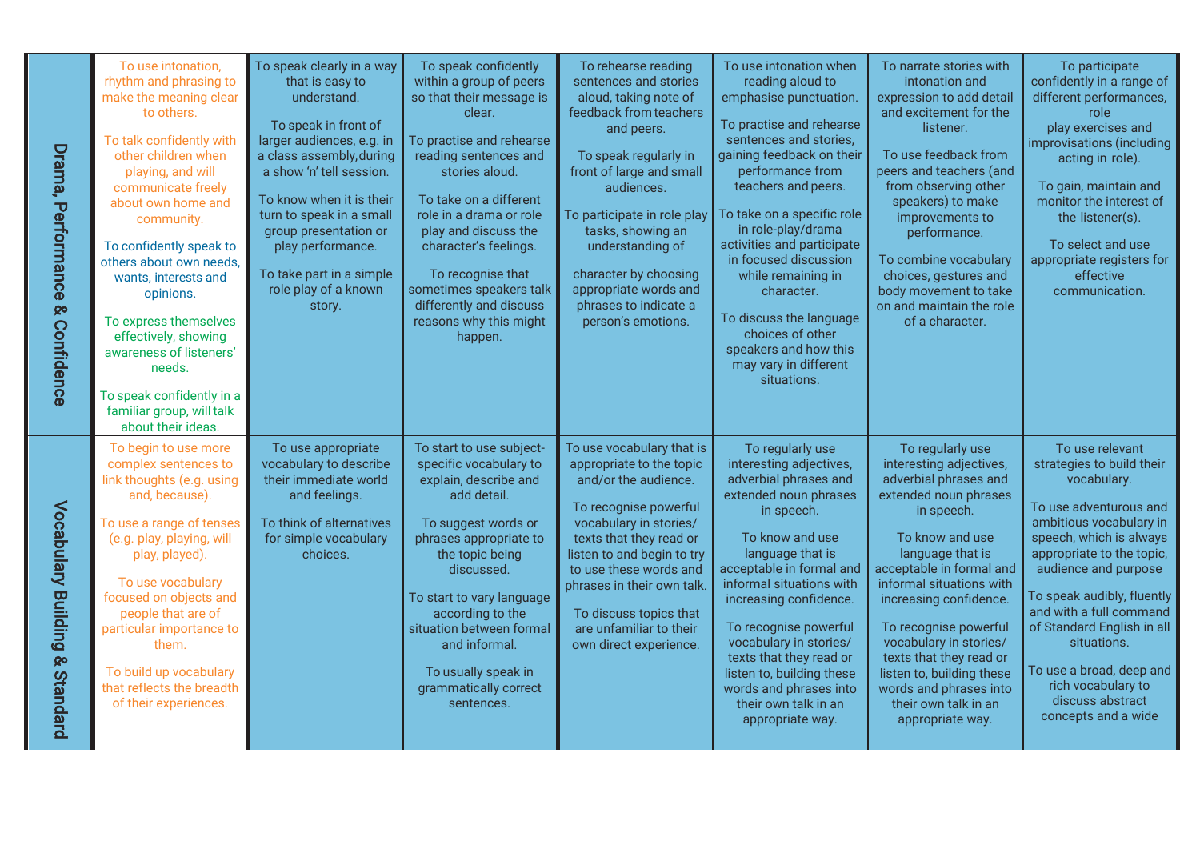| | | | | | | | |
|---|---|---|---|---|---|---|---|
| **Drama, Performance & Confidence** | To use intonation, rhythm and phrasing to make the meaning clear to others.<br><br>To talk confidently with other children when playing, and will communicate freely about own home and community.<br><br>To confidently speak to others about own needs, wants, interests and opinions.<br><br>To express themselves effectively, showing awareness of listeners' needs.<br><br>To speak confidently in a familiar group, will talk about their ideas. | To speak clearly in a way that is easy to understand.<br><br>To speak in front of larger audiences, e.g. in a class assembly, during a show 'n' tell session.<br><br>To know when it is their turn to speak in a small group presentation or play performance.<br><br>To take part in a simple role play of a known story. | To speak confidently within a group of peers so that their message is clear.<br><br>To practise and rehearse reading sentences and stories aloud.<br><br>To take on a different role in a drama or role play and discuss the character's feelings.<br><br>To recognise that sometimes speakers talk differently and discuss reasons why this might happen. | To rehearse reading sentences and stories aloud, taking note of feedback from teachers and peers.<br><br>To speak regularly in front of large and small audiences.<br><br>To participate in role play tasks, showing an understanding of<br><br>character by choosing appropriate words and phrases to indicate a person's emotions. | To use intonation when reading aloud to emphasise punctuation.<br><br>To practise and rehearse sentences and stories, gaining feedback on their performance from teachers and peers.<br><br>To take on a specific role in role-play/drama activities and participate in focused discussion while remaining in character.<br><br>To discuss the language choices of other speakers and how this may vary in different situations. | To narrate stories with intonation and expression to add detail and excitement for the listener.<br><br>To use feedback from peers and teachers (and from observing other speakers) to make improvements to performance.<br><br>To combine vocabulary choices, gestures and body movement to take on and maintain the role of a character. | To participate confidently in a range of different performances, role play exercises and improvisations (including acting in role).<br><br>To gain, maintain and monitor the interest of the listener(s).<br><br>To select and use appropriate registers for effective communication. |
| **Vocabulary Building & Standard** | To begin to use more complex sentences to link thoughts (e.g. using and, because).<br><br>To use a range of tenses (e.g. play, playing, will play, played).<br><br>To use vocabulary focused on objects and people that are of particular importance to them.<br><br>To build up vocabulary that reflects the breadth of their experiences. | To use appropriate vocabulary to describe their immediate world and feelings.<br><br>To think of alternatives for simple vocabulary choices. | To start to use subject-specific vocabulary to explain, describe and add detail.<br><br>To suggest words or phrases appropriate to the topic being discussed.<br><br>To start to vary language according to the situation between formal and informal.<br><br>To usually speak in grammatically correct sentences. | To use vocabulary that is appropriate to the topic and/or the audience.<br><br>To recognise powerful vocabulary in stories/ texts that they read or listen to and begin to try to use these words and phrases in their own talk.<br><br>To discuss topics that are unfamiliar to their own direct experience. | To regularly use interesting adjectives, adverbial phrases and extended noun phrases in speech.<br><br>To know and use language that is acceptable in formal and informal situations with increasing confidence.<br><br>To recognise powerful vocabulary in stories/ texts that they read or listen to, building these words and phrases into their own talk in an appropriate way. | To regularly use interesting adjectives, adverbial phrases and extended noun phrases in speech.<br><br>To know and use language that is acceptable in formal and informal situations with increasing confidence.<br><br>To recognise powerful vocabulary in stories/ texts that they read or listen to, building these words and phrases into their own talk in an appropriate way. | To use relevant strategies to build their vocabulary.<br><br>To use adventurous and ambitious vocabulary in speech, which is always appropriate to the topic, audience and purpose<br><br>To speak audibly, fluently and with a full command of Standard English in all situations.<br><br>To use a broad, deep and rich vocabulary to discuss abstract concepts and a wide |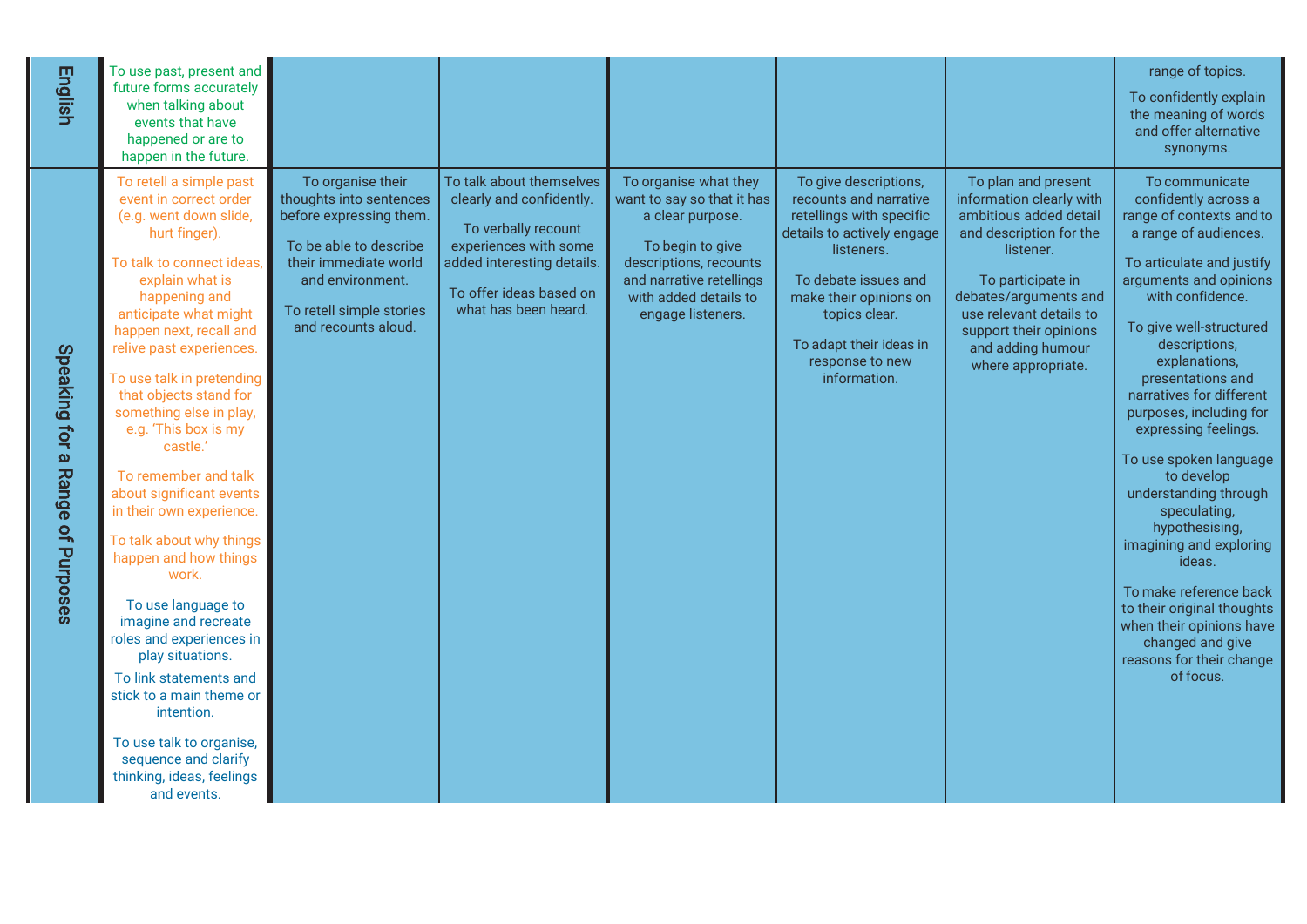| | | | | | | | |
|---|---|---|---|---|---|---|---|
| English | To use past, present and future forms accurately when talking about events that have happened or are to happen in the future. | | | | | | range of topics.<br><br>To confidently explain the meaning of words and offer alternative synonyms. |
| Speaking for a Range of Purposes | To retell a simple past event in correct order (e.g. went down slide, hurt finger).<br><br>To talk to connect ideas, explain what is happening and anticipate what might happen next, recall and relive past experiences.<br><br>To use talk in pretending that objects stand for something else in play, e.g. 'This box is my castle.'<br><br>To remember and talk about significant events in their own experience.<br><br>To talk about why things happen and how things work.<br><br>To use language to imagine and recreate roles and experiences in play situations.<br><br>To link statements and stick to a main theme or intention.<br><br>To use talk to organise, sequence and clarify thinking, ideas, feelings and events. | To organise their thoughts into sentences before expressing them.<br><br>To be able to describe their immediate world and environment.<br><br>To retell simple stories and recounts aloud. | To talk about themselves clearly and confidently.<br><br>To verbally recount experiences with some added interesting details.<br><br>To offer ideas based on what has been heard. | To organise what they want to say so that it has a clear purpose.<br><br>To begin to give descriptions, recounts and narrative retellings with added details to engage listeners. | To give descriptions, recounts and narrative retellings with specific details to actively engage listeners.<br><br>To debate issues and make their opinions on topics clear.<br><br>To adapt their ideas in response to new information. | To plan and present information clearly with ambitious added detail and description for the listener.<br><br>To participate in debates/arguments and use relevant details to support their opinions and adding humour where appropriate. | To communicate confidently across a range of contexts and to a range of audiences.<br><br>To articulate and justify arguments and opinions with confidence.<br><br>To give well-structured descriptions, explanations, presentations and narratives for different purposes, including for expressing feelings.<br><br>To use spoken language to develop understanding through speculating, hypothesising, imagining and exploring ideas.<br><br>To make reference back to their original thoughts when their opinions have changed and give reasons for their change of focus. |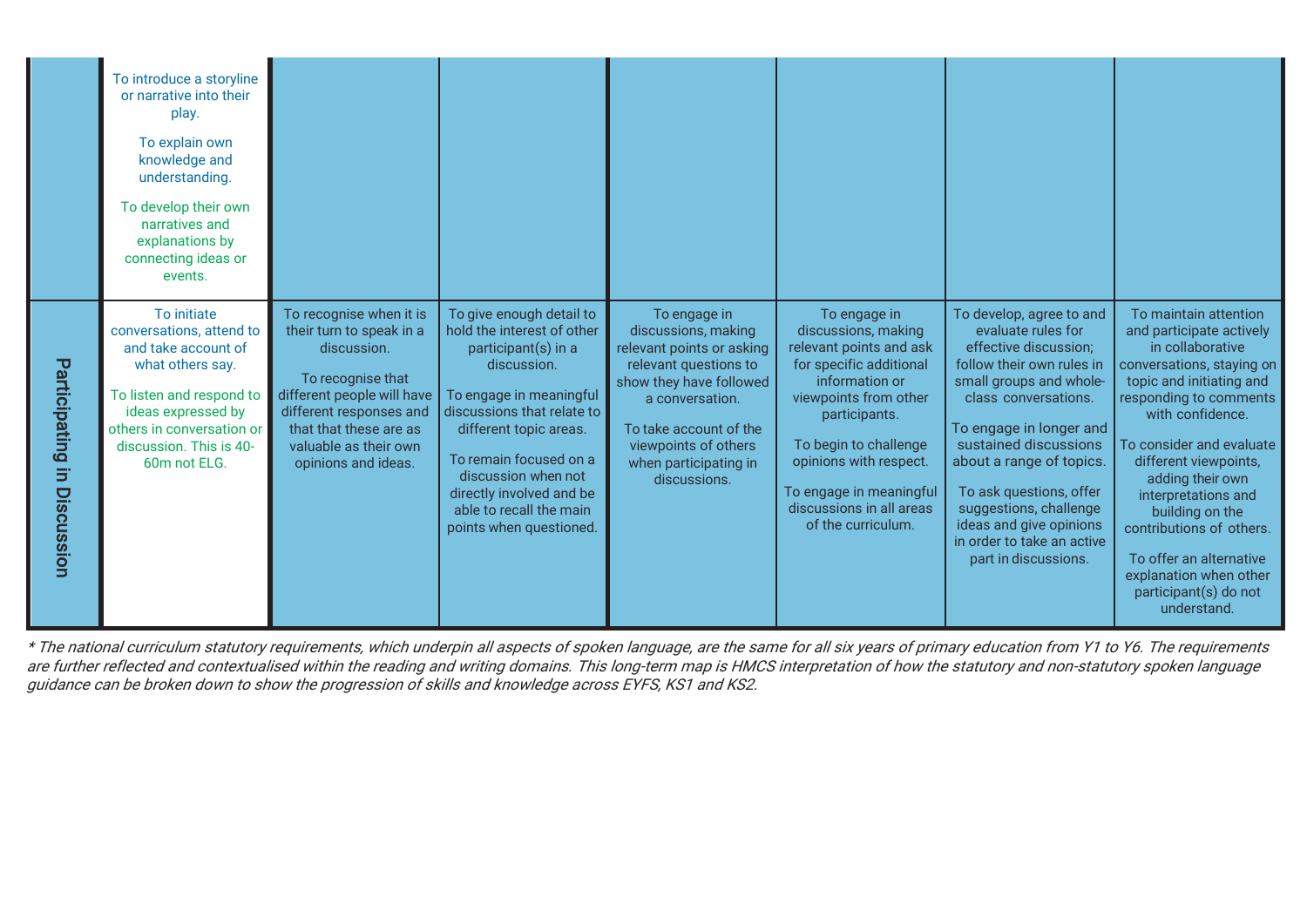| | | | | | | | |
|---|---|---|---|---|---|---|---|
| | To introduce a storyline or narrative into their play.<br><br>To explain own knowledge and understanding.<br><br>To develop their own narratives and explanations by connecting ideas or events. | | | | | | |
| **Participating in Discussion** | To initiate conversations, attend to and take account of what others say.<br><br>To listen and respond to ideas expressed by others in conversation or discussion. This is 40-60m not ELG. | To recognise when it is their turn to speak in a discussion.<br><br>To recognise that different people will have different responses and that that these are as valuable as their own opinions and ideas. | To give enough detail to hold the interest of other participant(s) in a discussion.<br><br>To engage in meaningful discussions that relate to different topic areas.<br><br>To remain focused on a discussion when not directly involved and be able to recall the main points when questioned. | To engage in discussions, making relevant points or asking relevant questions to show they have followed a conversation.<br><br>To take account of the viewpoints of others when participating in discussions. | To engage in discussions, making relevant points and ask for specific additional information or viewpoints from other participants.<br><br>To begin to challenge opinions with respect.<br><br>To engage in meaningful discussions in all areas of the curriculum. | To develop, agree to and evaluate rules for effective discussion; follow their own rules in small groups and whole-class conversations.<br><br>To engage in longer and sustained discussions about a range of topics.<br><br>To ask questions, offer suggestions, challenge ideas and give opinions in order to take an active part in discussions. | To maintain attention and participate actively in collaborative conversations, staying on topic and initiating and responding to comments with confidence.<br><br>To consider and evaluate different viewpoints, adding their own interpretations and building on the contributions of others.<br><br>To offer an alternative explanation when other participant(s) do not understand. |

*\* The national curriculum statutory requirements, which underpin all aspects of spoken language, are the same for all six years of primary education from Y1 to Y6. The requirements are further reflected and contextualised within the reading and writing domains. This long-term map is HMCS interpretation of how the statutory and non-statutory spoken language guidance can be broken down to show the progression of skills and knowledge across EYFS, KS1 and KS2.*